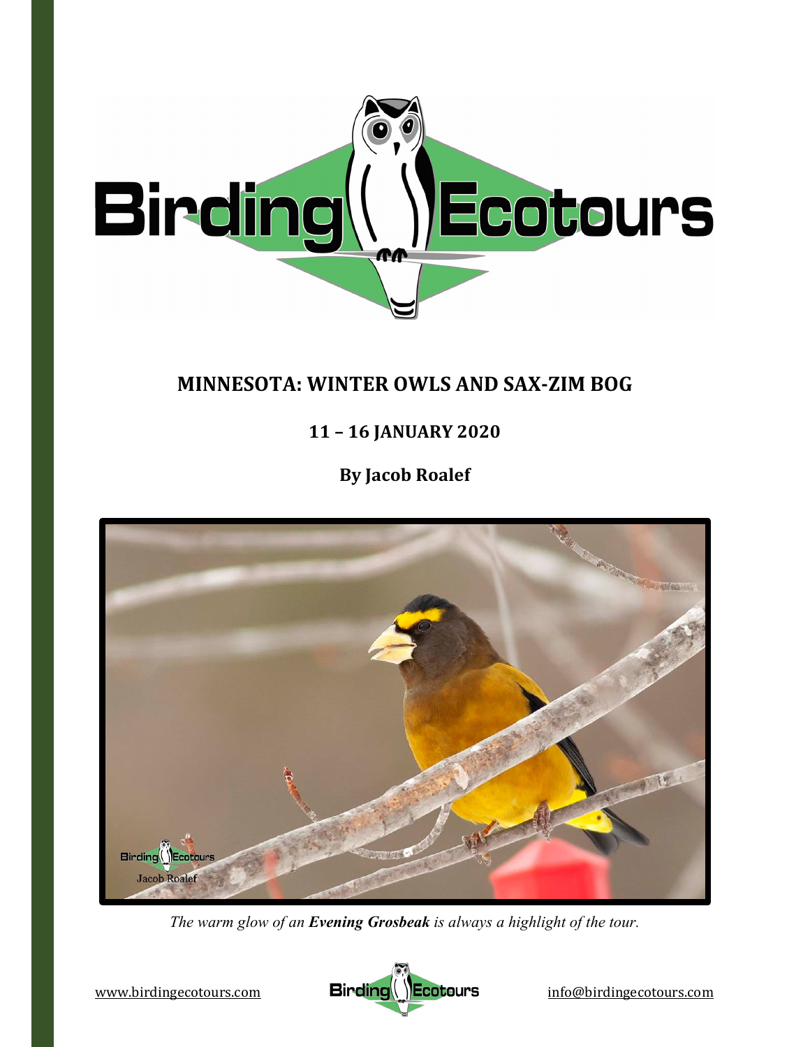# MINNESOTA: WINTER OWLS AND SAX-ZIM BOG

## 11 – 16 JANUARY 2020

**By Jacob Roalef**

*The warm glow of an* ***Evening Grosbeak*** *is always a highlight of the tour.*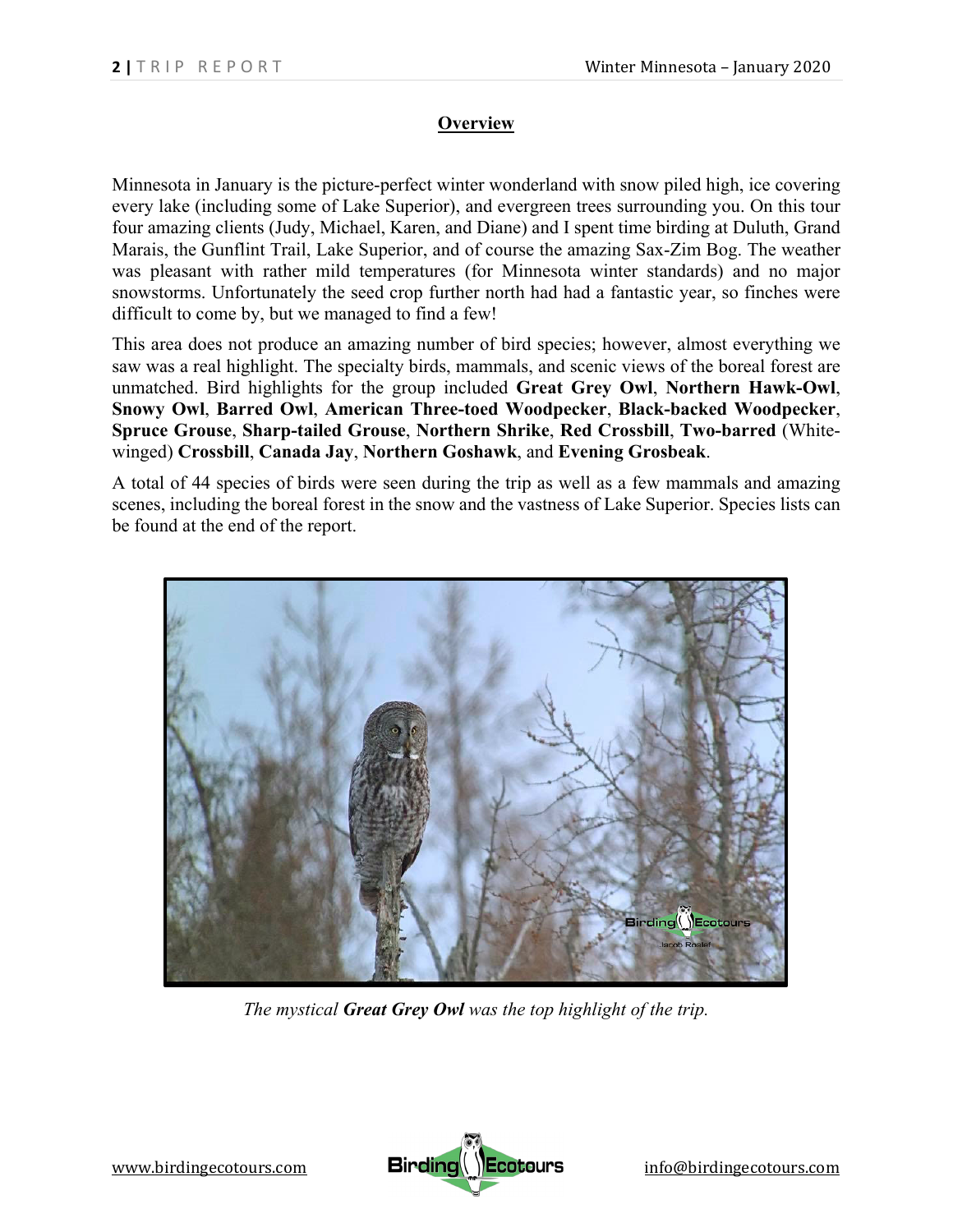## Overview

Minnesota in January is the picture-perfect winter wonderland with snow piled high, ice covering every lake (including some of Lake Superior), and evergreen trees surrounding you. On this tour four amazing clients (Judy, Michael, Karen, and Diane) and I spent time birding at Duluth, Grand Marais, the Gunflint Trail, Lake Superior, and of course the amazing Sax-Zim Bog. The weather was pleasant with rather mild temperatures (for Minnesota winter standards) and no major snowstorms. Unfortunately the seed crop further north had had a fantastic year, so finches were difficult to come by, but we managed to find a few!

This area does not produce an amazing number of bird species; however, almost everything we saw was a real highlight. The specialty birds, mammals, and scenic views of the boreal forest are unmatched. Bird highlights for the group included **Great Grey Owl**, **Northern Hawk-Owl**, **Snowy Owl**, **Barred Owl**, **American Three-toed Woodpecker**, **Black-backed Woodpecker**, **Spruce Grouse**, **Sharp-tailed Grouse**, **Northern Shrike**, **Red Crossbill**, **Two-barred** (White-winged) **Crossbill**, **Canada Jay**, **Northern Goshawk**, and **Evening Grosbeak**.

A total of 44 species of birds were seen during the trip as well as a few mammals and amazing scenes, including the boreal forest in the snow and the vastness of Lake Superior. Species lists can be found at the end of the report.

*The mystical **Great Grey Owl** was the top highlight of the trip.*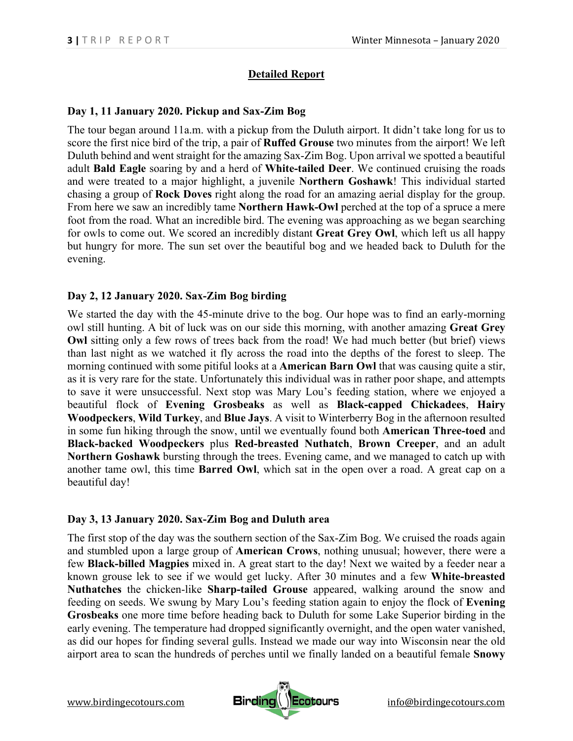## Detailed Report

### Day 1, 11 January 2020. Pickup and Sax-Zim Bog

The tour began around 11a.m. with a pickup from the Duluth airport. It didn't take long for us to score the first nice bird of the trip, a pair of **Ruffed Grouse** two minutes from the airport! We left Duluth behind and went straight for the amazing Sax-Zim Bog. Upon arrival we spotted a beautiful adult **Bald Eagle** soaring by and a herd of **White-tailed Deer**. We continued cruising the roads and were treated to a major highlight, a juvenile **Northern Goshawk**! This individual started chasing a group of **Rock Doves** right along the road for an amazing aerial display for the group. From here we saw an incredibly tame **Northern Hawk-Owl** perched at the top of a spruce a mere foot from the road. What an incredible bird. The evening was approaching as we began searching for owls to come out. We scored an incredibly distant **Great Grey Owl**, which left us all happy but hungry for more. The sun set over the beautiful bog and we headed back to Duluth for the evening.

### Day 2, 12 January 2020. Sax-Zim Bog birding

We started the day with the 45-minute drive to the bog. Our hope was to find an early-morning owl still hunting. A bit of luck was on our side this morning, with another amazing **Great Grey Owl** sitting only a few rows of trees back from the road! We had much better (but brief) views than last night as we watched it fly across the road into the depths of the forest to sleep. The morning continued with some pitiful looks at a **American Barn Owl** that was causing quite a stir, as it is very rare for the state. Unfortunately this individual was in rather poor shape, and attempts to save it were unsuccessful. Next stop was Mary Lou's feeding station, where we enjoyed a beautiful flock of **Evening Grosbeaks** as well as **Black-capped Chickadees**, **Hairy Woodpeckers**, **Wild Turkey**, and **Blue Jays**. A visit to Winterberry Bog in the afternoon resulted in some fun hiking through the snow, until we eventually found both **American Three-toed** and **Black-backed Woodpeckers** plus **Red-breasted Nuthatch**, **Brown Creeper**, and an adult **Northern Goshawk** bursting through the trees. Evening came, and we managed to catch up with another tame owl, this time **Barred Owl**, which sat in the open over a road. A great cap on a beautiful day!

### Day 3, 13 January 2020. Sax-Zim Bog and Duluth area

The first stop of the day was the southern section of the Sax-Zim Bog. We cruised the roads again and stumbled upon a large group of **American Crows**, nothing unusual; however, there were a few **Black-billed Magpies** mixed in. A great start to the day! Next we waited by a feeder near a known grouse lek to see if we would get lucky. After 30 minutes and a few **White-breasted Nuthatches** the chicken-like **Sharp-tailed Grouse** appeared, walking around the snow and feeding on seeds. We swung by Mary Lou's feeding station again to enjoy the flock of **Evening Grosbeaks** one more time before heading back to Duluth for some Lake Superior birding in the early evening. The temperature had dropped significantly overnight, and the open water vanished, as did our hopes for finding several gulls. Instead we made our way into Wisconsin near the old airport area to scan the hundreds of perches until we finally landed on a beautiful female **Snowy**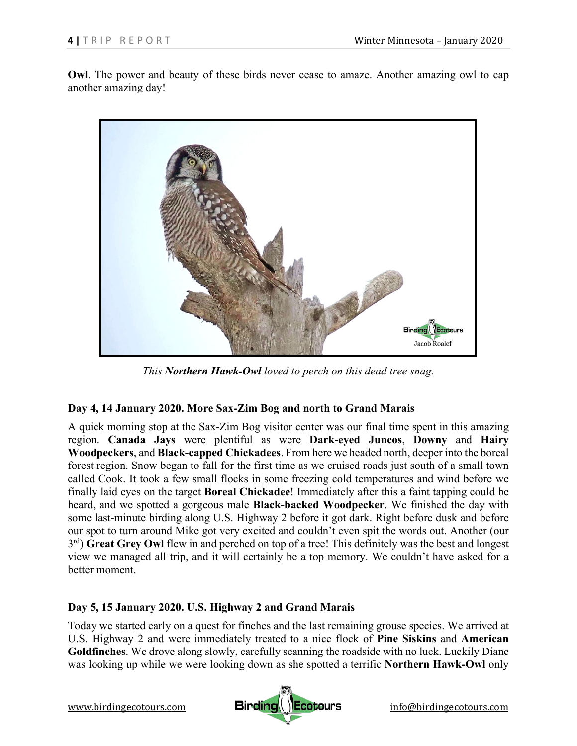**Owl**. The power and beauty of these birds never cease to amaze. Another amazing owl to cap another amazing day!

*This **Northern Hawk-Owl** loved to perch on this dead tree snag.*

### Day 4, 14 January 2020. More Sax-Zim Bog and north to Grand Marais

A quick morning stop at the Sax-Zim Bog visitor center was our final time spent in this amazing region. **Canada Jays** were plentiful as were **Dark-eyed Juncos**, **Downy** and **Hairy Woodpeckers**, and **Black-capped Chickadees**. From here we headed north, deeper into the boreal forest region. Snow began to fall for the first time as we cruised roads just south of a small town called Cook. It took a few small flocks in some freezing cold temperatures and wind before we finally laid eyes on the target **Boreal Chickadee**! Immediately after this a faint tapping could be heard, and we spotted a gorgeous male **Black-backed Woodpecker**. We finished the day with some last-minute birding along U.S. Highway 2 before it got dark. Right before dusk and before our spot to turn around Mike got very excited and couldn't even spit the words out. Another (our 3rd) **Great Grey Owl** flew in and perched on top of a tree! This definitely was the best and longest view we managed all trip, and it will certainly be a top memory. We couldn't have asked for a better moment.

### Day 5, 15 January 2020. U.S. Highway 2 and Grand Marais

Today we started early on a quest for finches and the last remaining grouse species. We arrived at U.S. Highway 2 and were immediately treated to a nice flock of **Pine Siskins** and **American Goldfinches**. We drove along slowly, carefully scanning the roadside with no luck. Luckily Diane was looking up while we were looking down as she spotted a terrific **Northern Hawk-Owl** only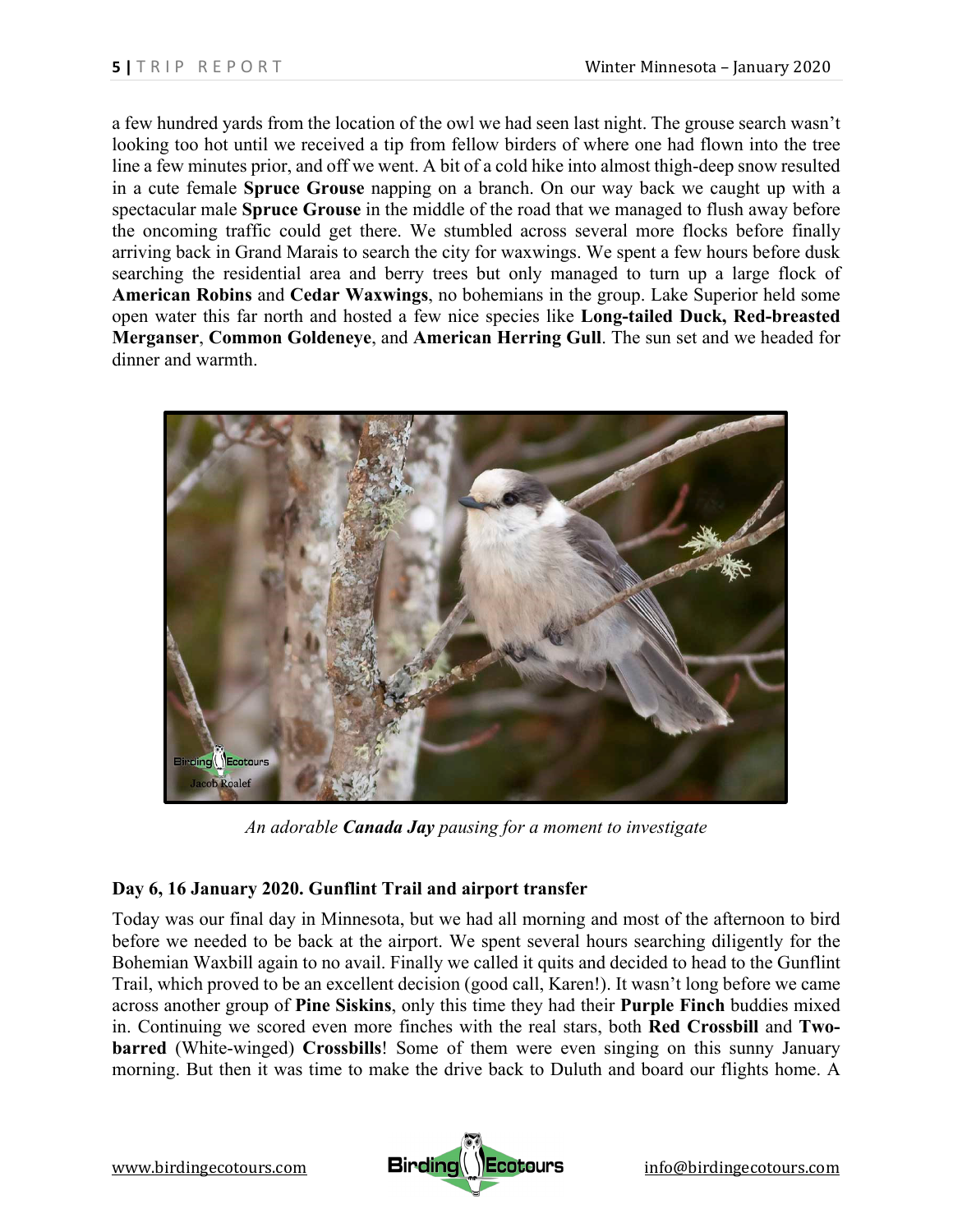a few hundred yards from the location of the owl we had seen last night. The grouse search wasn't looking too hot until we received a tip from fellow birders of where one had flown into the tree line a few minutes prior, and off we went. A bit of a cold hike into almost thigh-deep snow resulted in a cute female **Spruce Grouse** napping on a branch. On our way back we caught up with a spectacular male **Spruce Grouse** in the middle of the road that we managed to flush away before the oncoming traffic could get there. We stumbled across several more flocks before finally arriving back in Grand Marais to search the city for waxwings. We spent a few hours before dusk searching the residential area and berry trees but only managed to turn up a large flock of **American Robins** and **Cedar Waxwings**, no bohemians in the group. Lake Superior held some open water this far north and hosted a few nice species like **Long-tailed Duck, Red-breasted Merganser**, **Common Goldeneye**, and **American Herring Gull**. The sun set and we headed for dinner and warmth.

*An adorable **Canada Jay** pausing for a moment to investigate*

### Day 6, 16 January 2020. Gunflint Trail and airport transfer

Today was our final day in Minnesota, but we had all morning and most of the afternoon to bird before we needed to be back at the airport. We spent several hours searching diligently for the Bohemian Waxbill again to no avail. Finally we called it quits and decided to head to the Gunflint Trail, which proved to be an excellent decision (good call, Karen!). It wasn't long before we came across another group of **Pine Siskins**, only this time they had their **Purple Finch** buddies mixed in. Continuing we scored even more finches with the real stars, both **Red Crossbill** and **Two-barred** (White-winged) **Crossbills**! Some of them were even singing on this sunny January morning. But then it was time to make the drive back to Duluth and board our flights home. A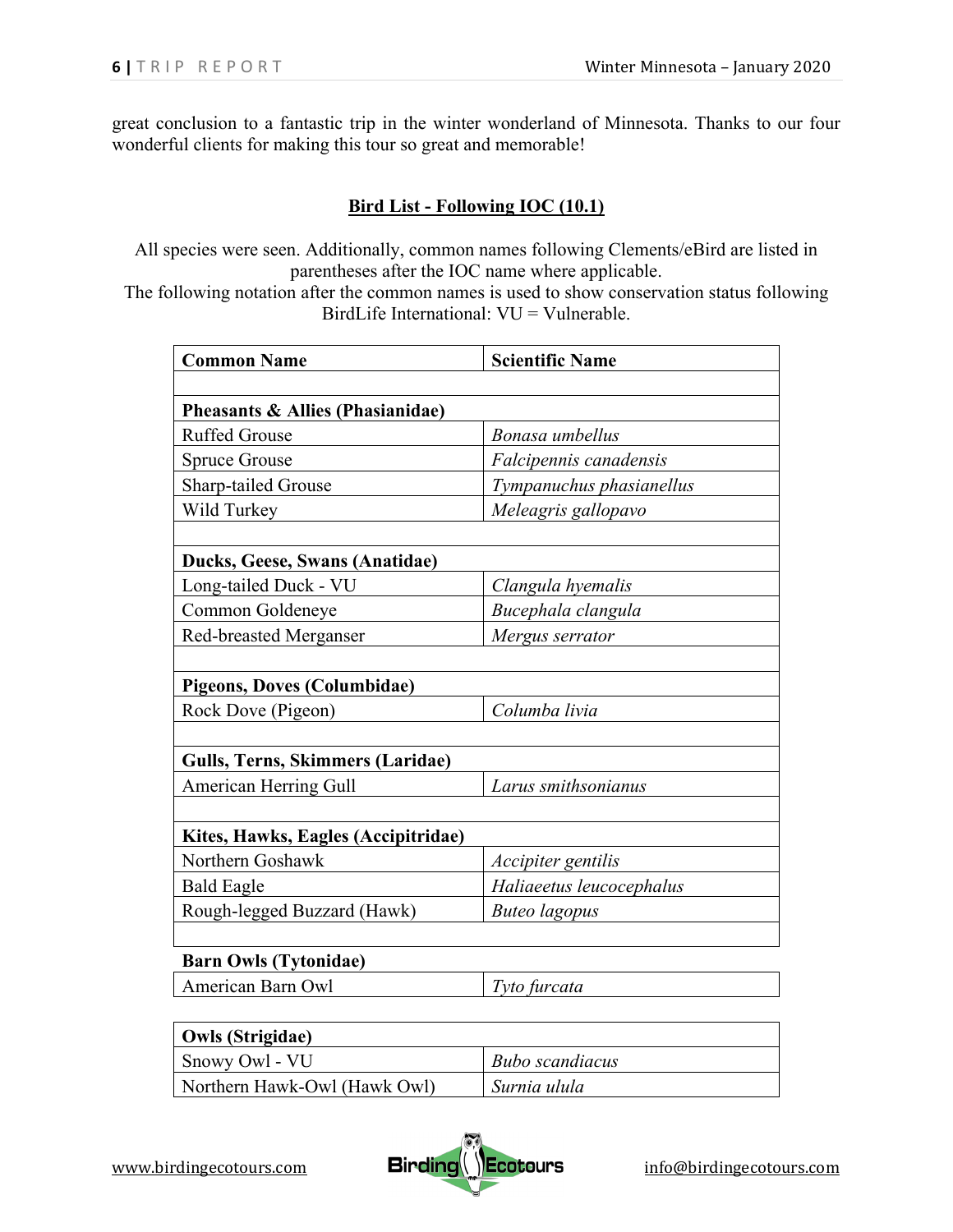great conclusion to a fantastic trip in the winter wonderland of Minnesota. Thanks to our four wonderful clients for making this tour so great and memorable!

## Bird List - Following IOC (10.1)

All species were seen. Additionally, common names following Clements/eBird are listed in parentheses after the IOC name where applicable.
The following notation after the common names is used to show conservation status following BirdLife International: VU = Vulnerable.

| Common Name | Scientific Name |
|---|---|
| | |
| **Pheasants & Allies (Phasianidae)** | |
| Ruffed Grouse | *Bonasa umbellus* |
| Spruce Grouse | *Falcipennis canadensis* |
| Sharp-tailed Grouse | *Tympanuchus phasianellus* |
| Wild Turkey | *Meleagris gallopavo* |
| | |
| **Ducks, Geese, Swans (Anatidae)** | |
| Long-tailed Duck - VU | *Clangula hyemalis* |
| Common Goldeneye | *Bucephala clangula* |
| Red-breasted Merganser | *Mergus serrator* |
| | |
| **Pigeons, Doves (Columbidae)** | |
| Rock Dove (Pigeon) | *Columba livia* |
| | |
| **Gulls, Terns, Skimmers (Laridae)** | |
| American Herring Gull | *Larus smithsonianus* |
| | |
| **Kites, Hawks, Eagles (Accipitridae)** | |
| Northern Goshawk | *Accipiter gentilis* |
| Bald Eagle | *Haliaeetus leucocephalus* |
| Rough-legged Buzzard (Hawk) | *Buteo lagopus* |
| | |
| **Barn Owls (Tytonidae)** | |
| American Barn Owl | *Tyto furcata* |
| | |
| **Owls (Strigidae)** | |
| Snowy Owl - VU | *Bubo scandiacus* |
| Northern Hawk-Owl (Hawk Owl) | *Surnia ulula* |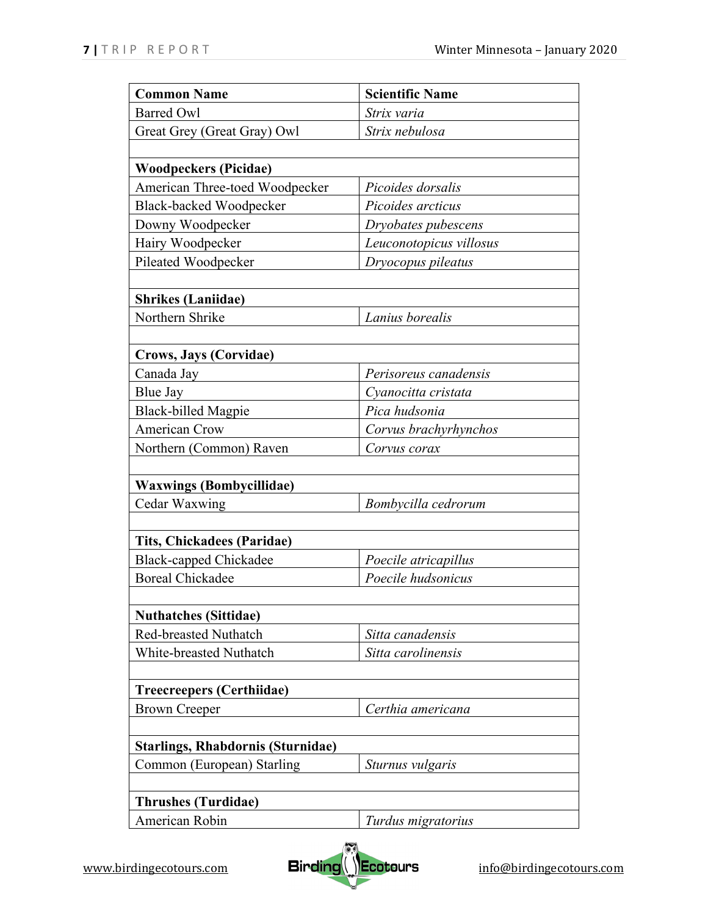| Common Name | Scientific Name |
|---|---|
| Barred Owl | *Strix varia* |
| Great Grey (Great Gray) Owl | *Strix nebulosa* |
| | |
| **Woodpeckers (Picidae)** | |
| American Three-toed Woodpecker | *Picoides dorsalis* |
| Black-backed Woodpecker | *Picoides arcticus* |
| Downy Woodpecker | *Dryobates pubescens* |
| Hairy Woodpecker | *Leuconotopicus villosus* |
| Pileated Woodpecker | *Dryocopus pileatus* |
| | |
| **Shrikes (Laniidae)** | |
| Northern Shrike | *Lanius borealis* |
| | |
| **Crows, Jays (Corvidae)** | |
| Canada Jay | *Perisoreus canadensis* |
| Blue Jay | *Cyanocitta cristata* |
| Black-billed Magpie | *Pica hudsonia* |
| American Crow | *Corvus brachyrhynchos* |
| Northern (Common) Raven | *Corvus corax* |
| | |
| **Waxwings (Bombycillidae)** | |
| Cedar Waxwing | *Bombycilla cedrorum* |
| | |
| **Tits, Chickadees (Paridae)** | |
| Black-capped Chickadee | *Poecile atricapillus* |
| Boreal Chickadee | *Poecile hudsonicus* |
| | |
| **Nuthatches (Sittidae)** | |
| Red-breasted Nuthatch | *Sitta canadensis* |
| White-breasted Nuthatch | *Sitta carolinensis* |
| | |
| **Treecreepers (Certhiidae)** | |
| Brown Creeper | *Certhia americana* |
| | |
| **Starlings, Rhabdornis (Sturnidae)** | |
| Common (European) Starling | *Sturnus vulgaris* |
| | |
| **Thrushes (Turdidae)** | |
| American Robin | *Turdus migratorius* |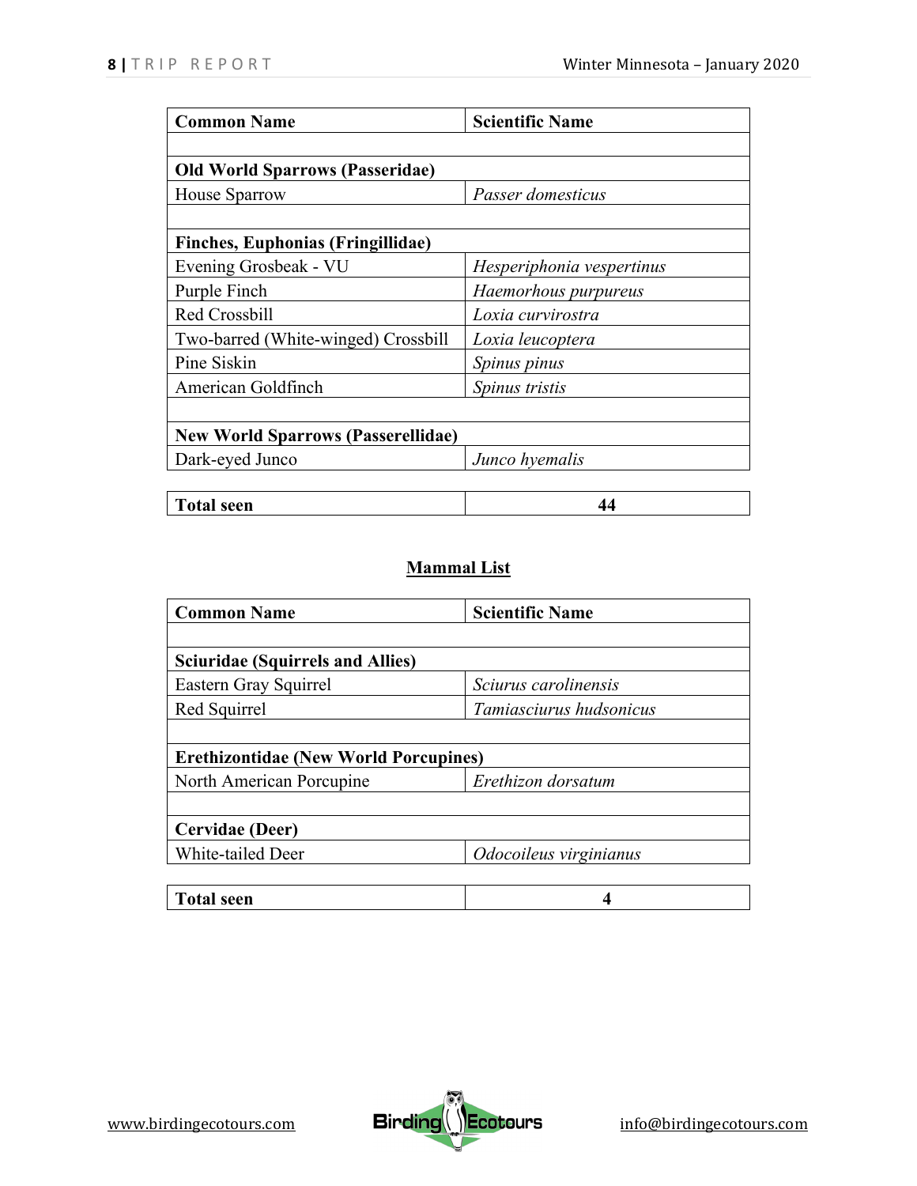| Common Name | Scientific Name |
|---|---|
| | |
| **Old World Sparrows (Passeridae)** | |
| House Sparrow | *Passer domesticus* |
| | |
| **Finches, Euphonias (Fringillidae)** | |
| Evening Grosbeak - VU | *Hesperiphonia vespertinus* |
| Purple Finch | *Haemorhous purpureus* |
| Red Crossbill | *Loxia curvirostra* |
| Two-barred (White-winged) Crossbill | *Loxia leucoptera* |
| Pine Siskin | *Spinus pinus* |
| American Goldfinch | *Spinus tristis* |
| | |
| **New World Sparrows (Passerellidae)** | |
| Dark-eyed Junco | *Junco hyemalis* |

| | |
|---|---|
| **Total seen** | **44** |

## Mammal List

| Common Name | Scientific Name |
|---|---|
| | |
| **Sciuridae (Squirrels and Allies)** | |
| Eastern Gray Squirrel | *Sciurus carolinensis* |
| Red Squirrel | *Tamiasciurus hudsonicus* |
| | |
| **Erethizontidae (New World Porcupines)** | |
| North American Porcupine | *Erethizon dorsatum* |
| | |
| **Cervidae (Deer)** | |
| White-tailed Deer | *Odocoileus virginianus* |

| | |
|---|---|
| **Total seen** | **4** |

www.birdingecotours.com

info@birdingecotours.com